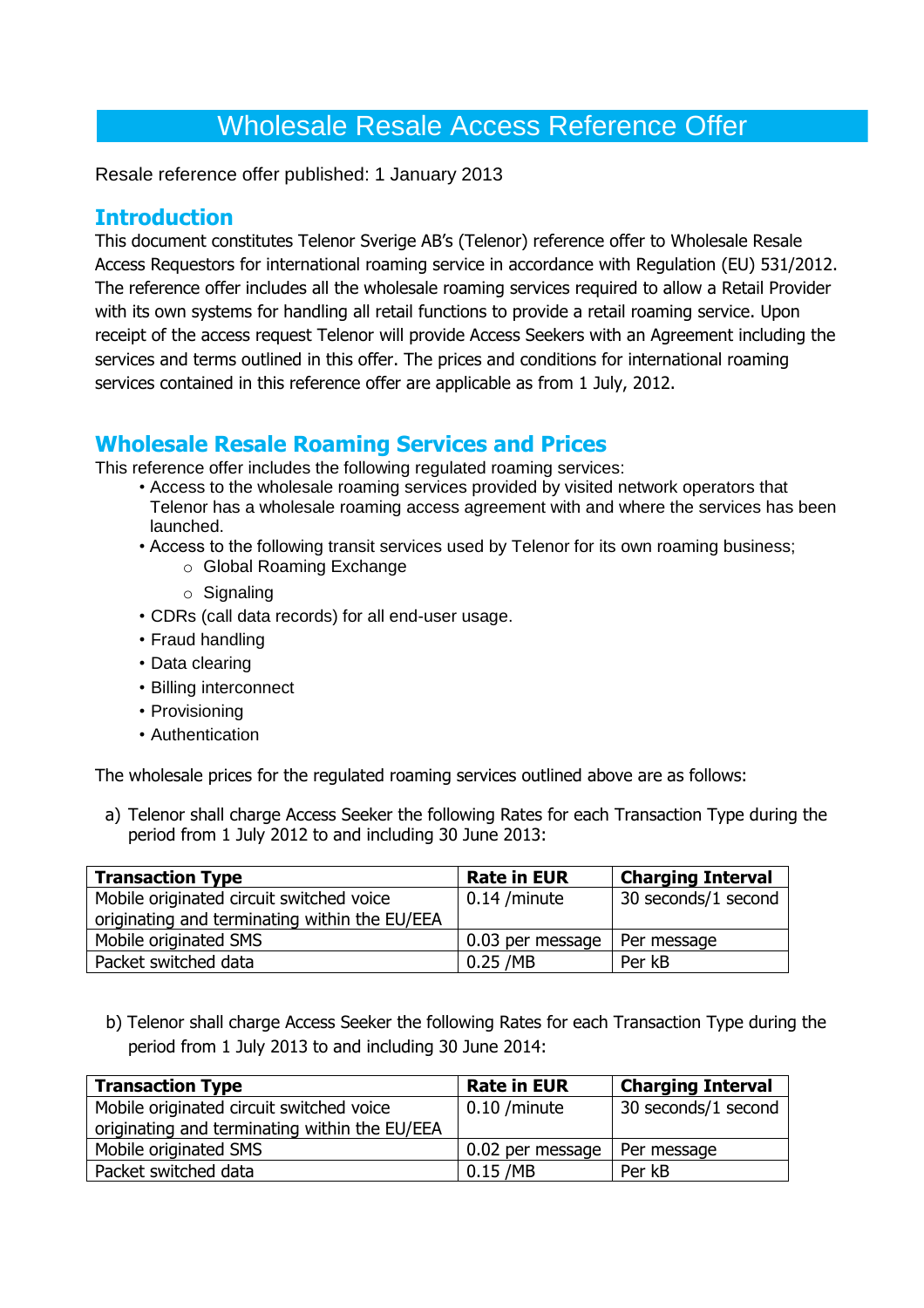# Wholesale Resale Access Reference Offer

Resale reference offer published: 1 January 2013

## Introduction

This document constitutes Telenor Sverige AB's (Telenor) reference offer to Wholesale Resale Access Requestors for international roaming service in accordance with Regulation (EU) 531/2012. The reference offer includes all the wholesale roaming services required to allow a Retail Provider with its own systems for handling all retail functions to provide a retail roaming service. Upon receipt of the access request Telenor will provide Access Seekers with an Agreement including the services and terms outlined in this offer. The prices and conditions for international roaming services contained in this reference offer are applicable as from 1 July, 2012.

## Wholesale Resale Roaming Services and Prices

This reference offer includes the following regulated roaming services:

- Access to the wholesale roaming services provided by visited network operators that Telenor has a wholesale roaming access agreement with and where the services has been launched.
- Access to the following transit services used by Telenor for its own roaming business;
  - Global Roaming Exchange
  - Signaling
- CDRs (call data records) for all end-user usage.
- Fraud handling
- Data clearing
- Billing interconnect
- Provisioning
- Authentication

The wholesale prices for the regulated roaming services outlined above are as follows:

a) Telenor shall charge Access Seeker the following Rates for each Transaction Type during the period from 1 July 2012 to and including 30 June 2013:

| **Transaction Type** | **Rate in EUR** | **Charging Interval** |
|---|---|---|
| Mobile originated circuit switched voice originating and terminating within the EU/EEA | 0.14 /minute | 30 seconds/1 second |
| Mobile originated SMS | 0.03 per message | Per message |
| Packet switched data | 0.25 /MB | Per kB |

b) Telenor shall charge Access Seeker the following Rates for each Transaction Type during the period from 1 July 2013 to and including 30 June 2014:

| **Transaction Type** | **Rate in EUR** | **Charging Interval** |
|---|---|---|
| Mobile originated circuit switched voice originating and terminating within the EU/EEA | 0.10 /minute | 30 seconds/1 second |
| Mobile originated SMS | 0.02 per message | Per message |
| Packet switched data | 0.15 /MB | Per kB |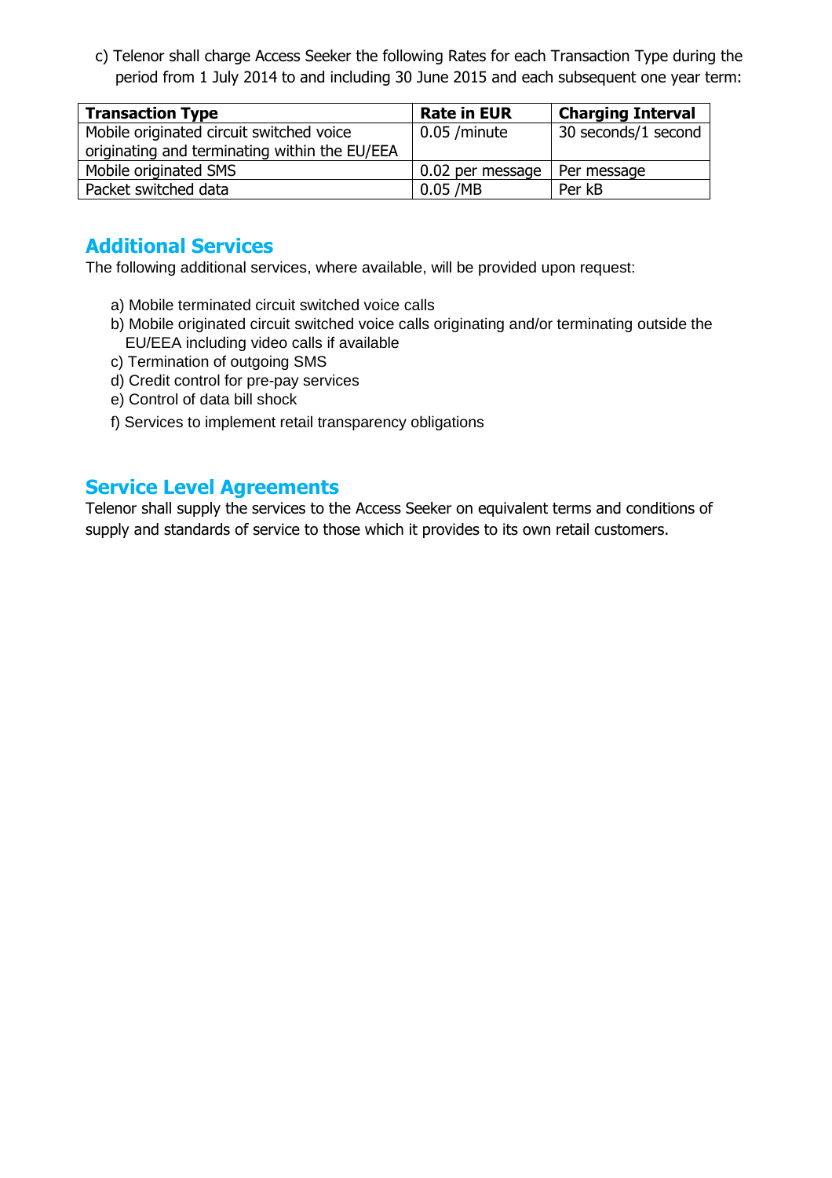c) Telenor shall charge Access Seeker the following Rates for each Transaction Type during the period from 1 July 2014 to and including 30 June 2015 and each subsequent one year term:

| **Transaction Type** | **Rate in EUR** | **Charging Interval** |
|---|---|---|
| Mobile originated circuit switched voice originating and terminating within the EU/EEA | 0.05 /minute | 30 seconds/1 second |
| Mobile originated SMS | 0.02 per message | Per message |
| Packet switched data | 0.05 /MB | Per kB |

## Additional Services

The following additional services, where available, will be provided upon request:

a) Mobile terminated circuit switched voice calls
b) Mobile originated circuit switched voice calls originating and/or terminating outside the EU/EEA including video calls if available
c) Termination of outgoing SMS
d) Credit control for pre-pay services
e) Control of data bill shock
f) Services to implement retail transparency obligations

## Service Level Agreements

Telenor shall supply the services to the Access Seeker on equivalent terms and conditions of supply and standards of service to those which it provides to its own retail customers.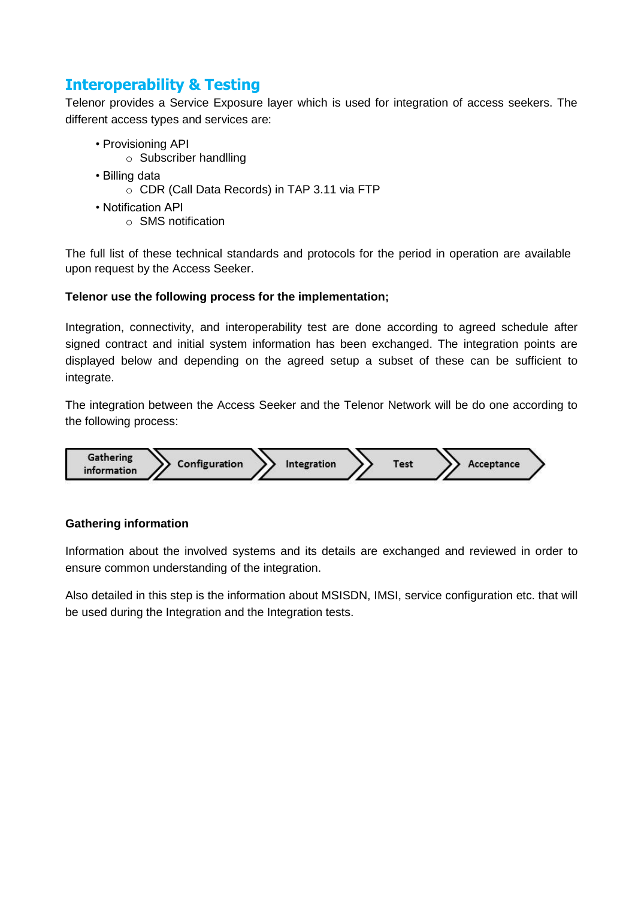## Interoperability & Testing

Telenor provides a Service Exposure layer which is used for integration of access seekers. The different access types and services are:

- Provisioning API
  - Subscriber handlling
- Billing data
  - CDR (Call Data Records) in TAP 3.11 via FTP
- Notification API
  - SMS notification

The full list of these technical standards and protocols for the period in operation are available upon request by the Access Seeker.

**Telenor use the following process for the implementation;**

Integration, connectivity, and interoperability test are done according to agreed schedule after signed contract and initial system information has been exchanged. The integration points are displayed below and depending on the agreed setup a subset of these can be sufficient to integrate.

The integration between the Access Seeker and the Telenor Network will be do one according to the following process:

Gathering information → Configuration → Integration → Test → Acceptance

**Gathering information**

Information about the involved systems and its details are exchanged and reviewed in order to ensure common understanding of the integration.

Also detailed in this step is the information about MSISDN, IMSI, service configuration etc. that will be used during the Integration and the Integration tests.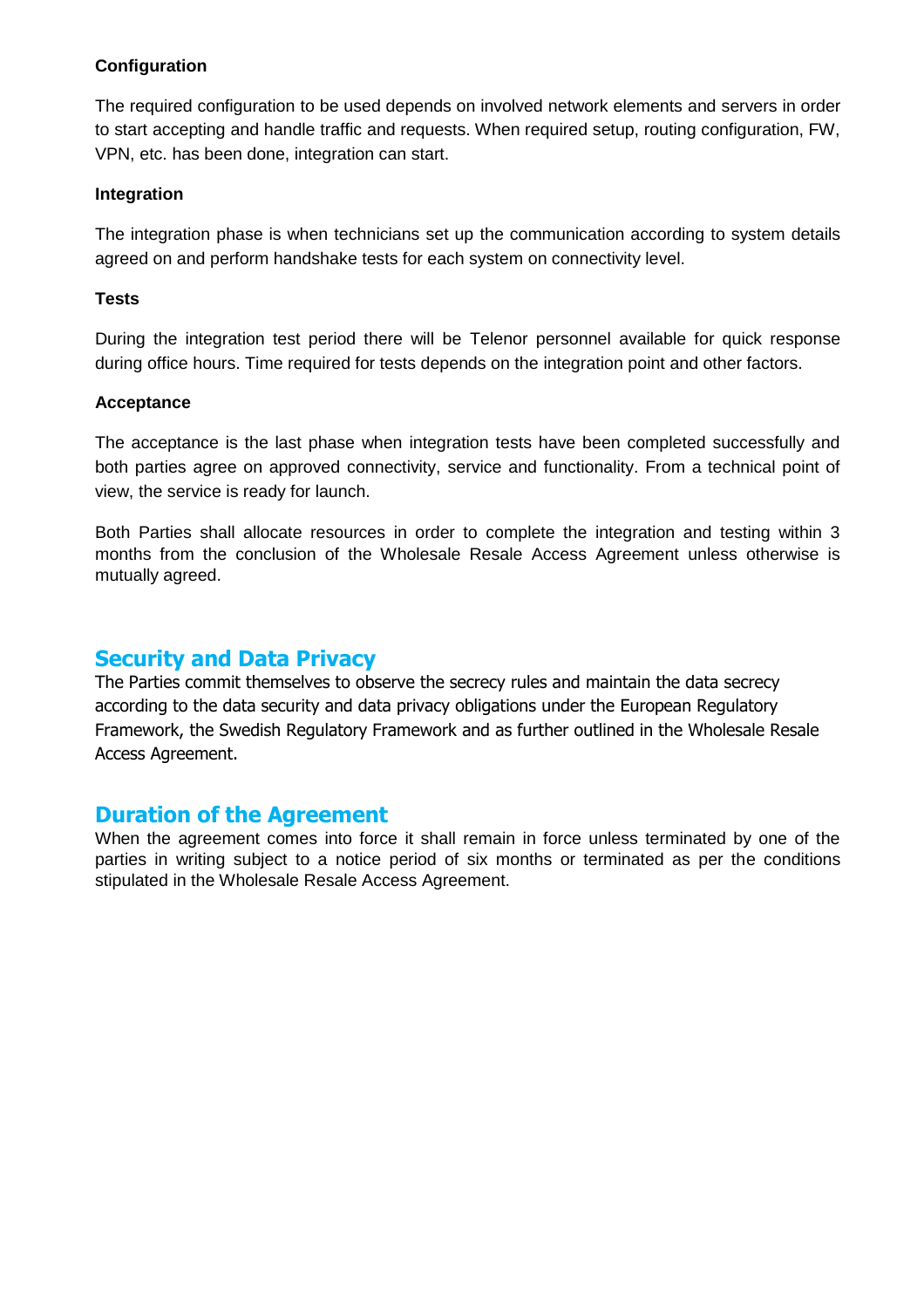**Configuration**

The required configuration to be used depends on involved network elements and servers in order to start accepting and handle traffic and requests. When required setup, routing configuration, FW, VPN, etc. has been done, integration can start.

**Integration**

The integration phase is when technicians set up the communication according to system details agreed on and perform handshake tests for each system on connectivity level.

**Tests**

During the integration test period there will be Telenor personnel available for quick response during office hours. Time required for tests depends on the integration point and other factors.

**Acceptance**

The acceptance is the last phase when integration tests have been completed successfully and both parties agree on approved connectivity, service and functionality. From a technical point of view, the service is ready for launch.

Both Parties shall allocate resources in order to complete the integration and testing within 3 months from the conclusion of the Wholesale Resale Access Agreement unless otherwise is mutually agreed.

## Security and Data Privacy

The Parties commit themselves to observe the secrecy rules and maintain the data secrecy according to the data security and data privacy obligations under the European Regulatory Framework, the Swedish Regulatory Framework and as further outlined in the Wholesale Resale Access Agreement.

## Duration of the Agreement

When the agreement comes into force it shall remain in force unless terminated by one of the parties in writing subject to a notice period of six months or terminated as per the conditions stipulated in the Wholesale Resale Access Agreement.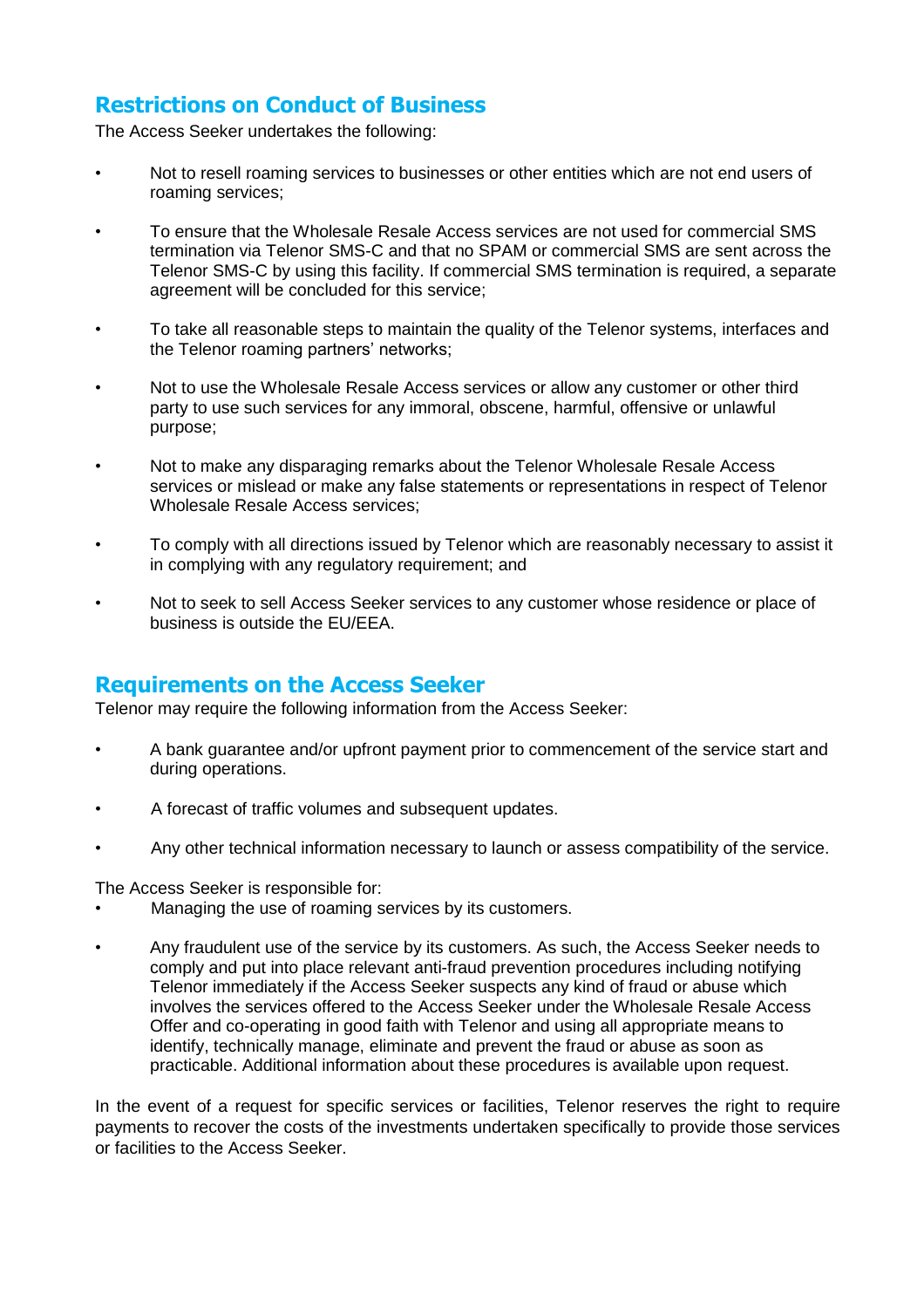## Restrictions on Conduct of Business

The Access Seeker undertakes the following:

- Not to resell roaming services to businesses or other entities which are not end users of roaming services;
- To ensure that the Wholesale Resale Access services are not used for commercial SMS termination via Telenor SMS-C and that no SPAM or commercial SMS are sent across the Telenor SMS-C by using this facility. If commercial SMS termination is required, a separate agreement will be concluded for this service;
- To take all reasonable steps to maintain the quality of the Telenor systems, interfaces and the Telenor roaming partners' networks;
- Not to use the Wholesale Resale Access services or allow any customer or other third party to use such services for any immoral, obscene, harmful, offensive or unlawful purpose;
- Not to make any disparaging remarks about the Telenor Wholesale Resale Access services or mislead or make any false statements or representations in respect of Telenor Wholesale Resale Access services;
- To comply with all directions issued by Telenor which are reasonably necessary to assist it in complying with any regulatory requirement; and
- Not to seek to sell Access Seeker services to any customer whose residence or place of business is outside the EU/EEA.

## Requirements on the Access Seeker

Telenor may require the following information from the Access Seeker:

- A bank guarantee and/or upfront payment prior to commencement of the service start and during operations.
- A forecast of traffic volumes and subsequent updates.
- Any other technical information necessary to launch or assess compatibility of the service.

The Access Seeker is responsible for:

- Managing the use of roaming services by its customers.
- Any fraudulent use of the service by its customers. As such, the Access Seeker needs to comply and put into place relevant anti-fraud prevention procedures including notifying Telenor immediately if the Access Seeker suspects any kind of fraud or abuse which involves the services offered to the Access Seeker under the Wholesale Resale Access Offer and co-operating in good faith with Telenor and using all appropriate means to identify, technically manage, eliminate and prevent the fraud or abuse as soon as practicable. Additional information about these procedures is available upon request.

In the event of a request for specific services or facilities, Telenor reserves the right to require payments to recover the costs of the investments undertaken specifically to provide those services or facilities to the Access Seeker.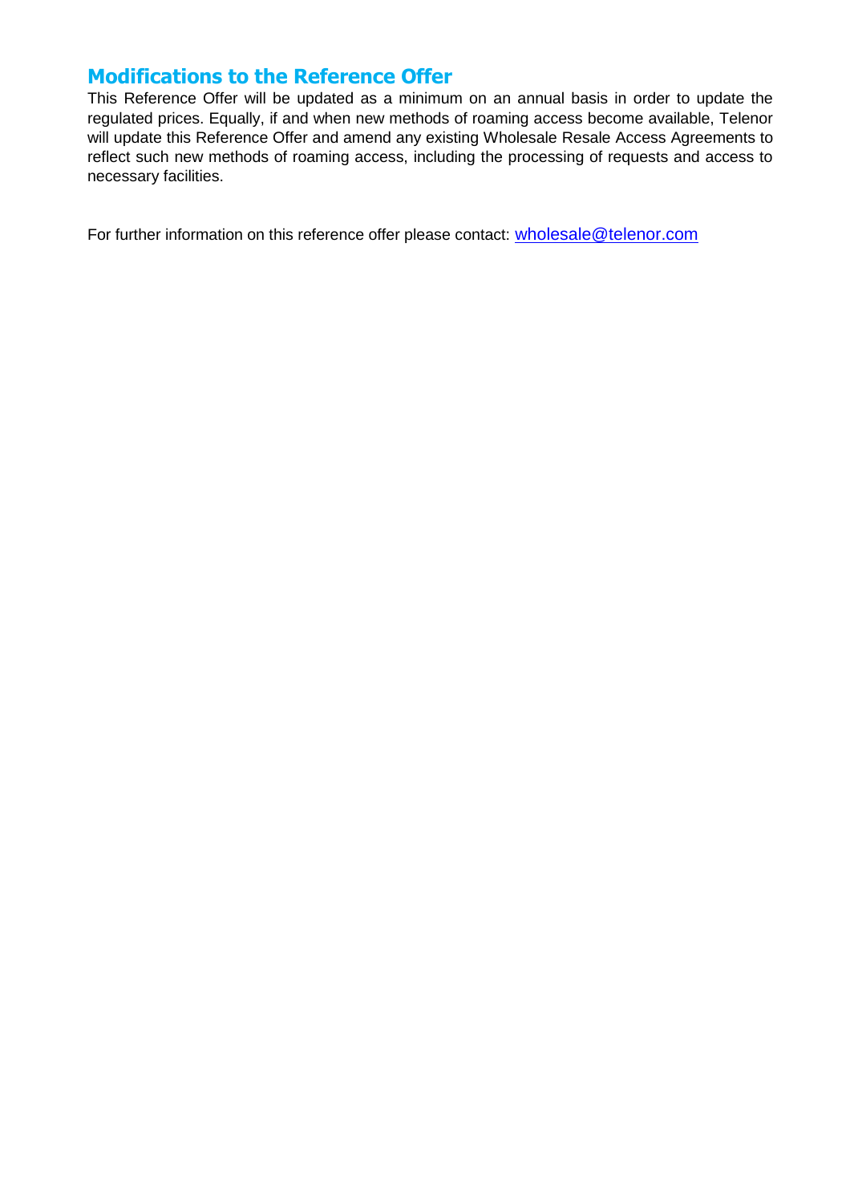## Modifications to the Reference Offer

This Reference Offer will be updated as a minimum on an annual basis in order to update the regulated prices. Equally, if and when new methods of roaming access become available, Telenor will update this Reference Offer and amend any existing Wholesale Resale Access Agreements to reflect such new methods of roaming access, including the processing of requests and access to necessary facilities.

For further information on this reference offer please contact: wholesale@telenor.com